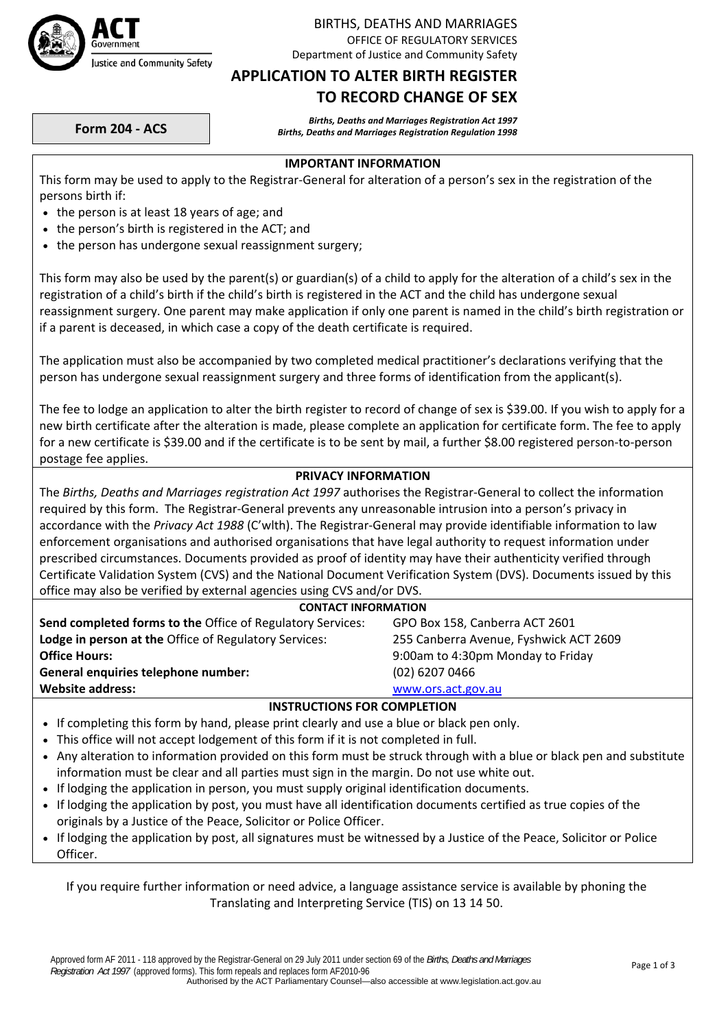ACT Government
Justice and Community Safety

BIRTHS, DEATHS AND MARRIAGES
OFFICE OF REGULATORY SERVICES
Department of Justice and Community Safety

# APPLICATION TO ALTER BIRTH REGISTER TO RECORD CHANGE OF SEX

**Form 204 - ACS**

***Births, Deaths and Marriages Registration Act 1997***
***Births, Deaths and Marriages Registration Regulation 1998***

## IMPORTANT INFORMATION

This form may be used to apply to the Registrar-General for alteration of a person's sex in the registration of the persons birth if:

- the person is at least 18 years of age; and
- the person's birth is registered in the ACT; and
- the person has undergone sexual reassignment surgery;

This form may also be used by the parent(s) or guardian(s) of a child to apply for the alteration of a child's sex in the registration of a child's birth if the child's birth is registered in the ACT and the child has undergone sexual reassignment surgery. One parent may make application if only one parent is named in the child's birth registration or if a parent is deceased, in which case a copy of the death certificate is required.

The application must also be accompanied by two completed medical practitioner's declarations verifying that the person has undergone sexual reassignment surgery and three forms of identification from the applicant(s).

The fee to lodge an application to alter the birth register to record of change of sex is $39.00. If you wish to apply for a new birth certificate after the alteration is made, please complete an application for certificate form. The fee to apply for a new certificate is $39.00 and if the certificate is to be sent by mail, a further $8.00 registered person-to-person postage fee applies.

## PRIVACY INFORMATION

The *Births, Deaths and Marriages registration Act 1997* authorises the Registrar-General to collect the information required by this form. The Registrar-General prevents any unreasonable intrusion into a person's privacy in accordance with the *Privacy Act 1988* (C'wlth). The Registrar-General may provide identifiable information to law enforcement organisations and authorised organisations that have legal authority to request information under prescribed circumstances. Documents provided as proof of identity may have their authenticity verified through Certificate Validation System (CVS) and the National Document Verification System (DVS). Documents issued by this office may also be verified by external agencies using CVS and/or DVS.

## CONTACT INFORMATION

| | |
|---|---|
| **Send completed forms to the** Office of Regulatory Services: | GPO Box 158, Canberra ACT 2601 |
| **Lodge in person at the** Office of Regulatory Services: | 255 Canberra Avenue, Fyshwick ACT 2609 |
| **Office Hours:** | 9:00am to 4:30pm Monday to Friday |
| **General enquiries telephone number:** | (02) 6207 0466 |
| **Website address:** | www.ors.act.gov.au |

## INSTRUCTIONS FOR COMPLETION

- If completing this form by hand, please print clearly and use a blue or black pen only.
- This office will not accept lodgement of this form if it is not completed in full.
- Any alteration to information provided on this form must be struck through with a blue or black pen and substitute information must be clear and all parties must sign in the margin. Do not use white out.
- If lodging the application in person, you must supply original identification documents.
- If lodging the application by post, you must have all identification documents certified as true copies of the originals by a Justice of the Peace, Solicitor or Police Officer.
- If lodging the application by post, all signatures must be witnessed by a Justice of the Peace, Solicitor or Police Officer.

If you require further information or need advice, a language assistance service is available by phoning the Translating and Interpreting Service (TIS) on 13 14 50.

Approved form AF 2011 - 118 approved by the Registrar-General on 29 July 2011 under section 69 of the *Births, Deaths and Marriages Registration Act 1997* (approved forms). This form repeals and replaces form AF2010-96
Authorised by the ACT Parliamentary Counsel—also accessible at www.legislation.act.gov.au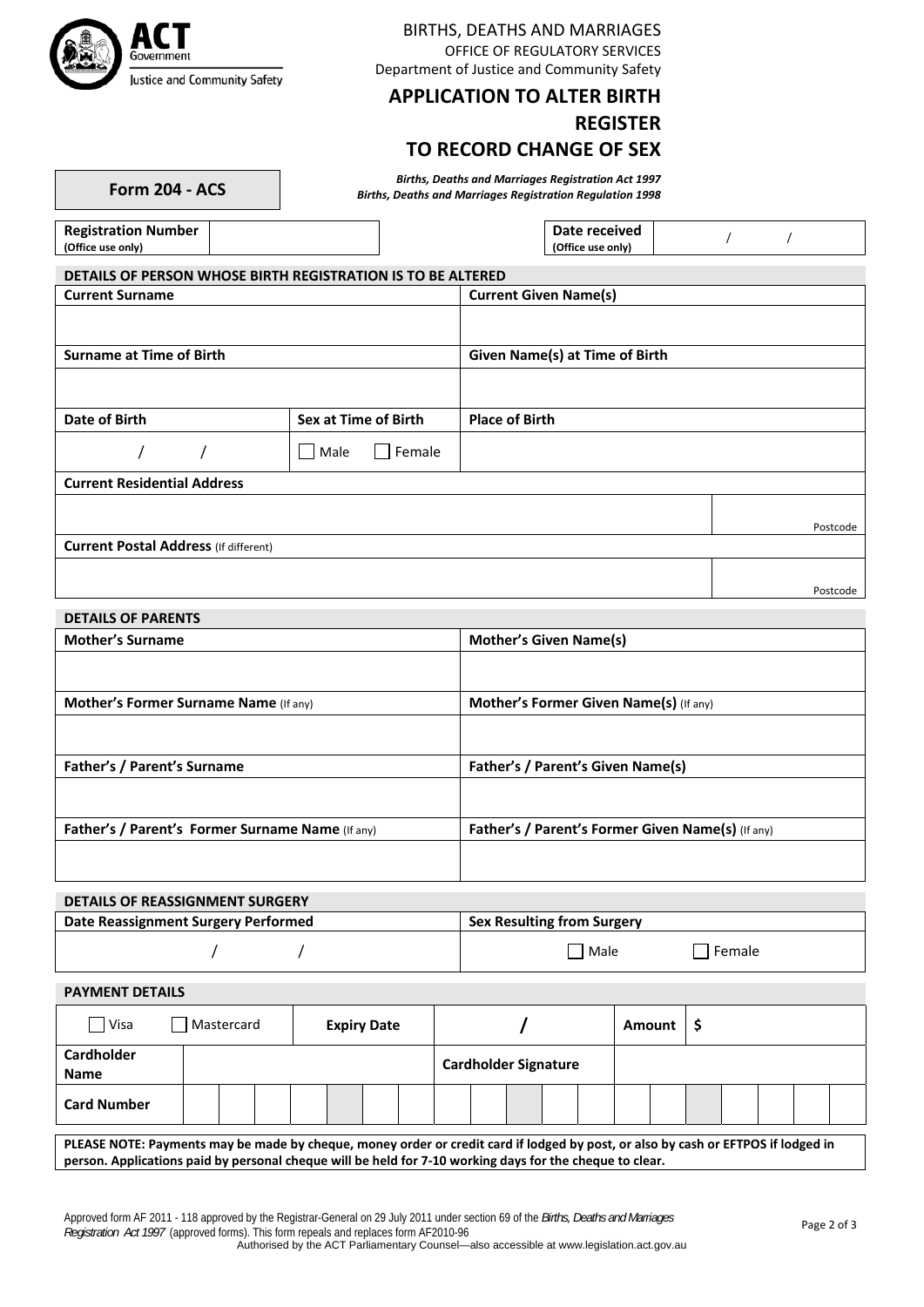ACT Government
Justice and Community Safety

BIRTHS, DEATHS AND MARRIAGES
OFFICE OF REGULATORY SERVICES
Department of Justice and Community Safety

# APPLICATION TO ALTER BIRTH REGISTER TO RECORD CHANGE OF SEX

**Form 204 - ACS**

***Births, Deaths and Marriages Registration Act 1997***
***Births, Deaths and Marriages Registration Regulation 1998***

| **Registration Number** (Office use only) | | **Date received** (Office use only) | / / |
|---|---|---|---|

## DETAILS OF PERSON WHOSE BIRTH REGISTRATION IS TO BE ALTERED

| **Current Surname** | | **Current Given Name(s)** |
|---|---|---|
| | | |
| **Surname at Time of Birth** | | **Given Name(s) at Time of Birth** |
| | | |
| **Date of Birth** | **Sex at Time of Birth** | **Place of Birth** |
| / / | ☐ Male ☐ Female | |

| **Current Residential Address** | |
|---|---|
| | Postcode |
| **Current Postal Address** (If different) | |
| | Postcode |

## DETAILS OF PARENTS

| **Mother's Surname** | **Mother's Given Name(s)** |
|---|---|
| | |
| **Mother's Former Surname Name** (If any) | **Mother's Former Given Name(s)** (If any) |
| | |
| **Father's / Parent's Surname** | **Father's / Parent's Given Name(s)** |
| | |
| **Father's / Parent's Former Surname Name** (If any) | **Father's / Parent's Former Given Name(s)** (If any) |
| | |

## DETAILS OF REASSIGNMENT SURGERY

| **Date Reassignment Surgery Performed** | **Sex Resulting from Surgery** |
|---|---|
| / / | ☐ Male ☐ Female |

## PAYMENT DETAILS

| ☐ Visa ☐ Mastercard | **Expiry Date** | / | **Amount** | $ |
|---|---|---|---|---|
| **Cardholder Name** | | **Cardholder Signature** | | |
| **Card Number** | | | | |

**PLEASE NOTE: Payments may be made by cheque, money order or credit card if lodged by post, or also by cash or EFTPOS if lodged in person. Applications paid by personal cheque will be held for 7-10 working days for the cheque to clear.**

Approved form AF 2011 - 118 approved by the Registrar-General on 29 July 2011 under section 69 of the *Births, Deaths and Marriages Registration Act 1997* (approved forms). This form repeals and replaces form AF2010-96
Authorised by the ACT Parliamentary Counsel—also accessible at www.legislation.act.gov.au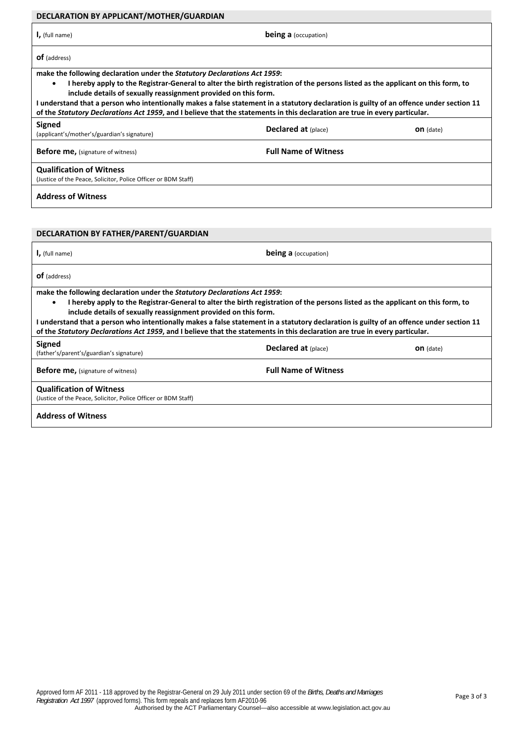## DECLARATION BY APPLICANT/MOTHER/GUARDIAN

**I,** (full name) **being a** (occupation)

**of** (address)

**make the following declaration under the *Statutory Declarations Act 1959*:**

- **I hereby apply to the Registrar-General to alter the birth registration of the persons listed as the applicant on this form, to include details of sexually reassignment provided on this form.**

**I understand that a person who intentionally makes a false statement in a statutory declaration is guilty of an offence under section 11 of the *Statutory Declarations Act 1959*, and I believe that the statements in this declaration are true in every particular.**

**Signed**
(applicant's/mother's/guardian's signature) **Declared at** (place) **on** (date)

**Before me,** (signature of witness) **Full Name of Witness**

**Qualification of Witness**
(Justice of the Peace, Solicitor, Police Officer or BDM Staff)

**Address of Witness**

## DECLARATION BY FATHER/PARENT/GUARDIAN

**I,** (full name) **being a** (occupation)

**of** (address)

**make the following declaration under the *Statutory Declarations Act 1959*:**

- **I hereby apply to the Registrar-General to alter the birth registration of the persons listed as the applicant on this form, to include details of sexually reassignment provided on this form.**

**I understand that a person who intentionally makes a false statement in a statutory declaration is guilty of an offence under section 11 of the *Statutory Declarations Act 1959*, and I believe that the statements in this declaration are true in every particular.**

**Signed**
(father's/parent's/guardian's signature) **Declared at** (place) **on** (date)

**Before me,** (signature of witness) **Full Name of Witness**

**Qualification of Witness**
(Justice of the Peace, Solicitor, Police Officer or BDM Staff)

**Address of Witness**

Approved form AF 2011 - 118 approved by the Registrar-General on 29 July 2011 under section 69 of the *Births, Deaths and Marriages Registration Act 1997* (approved forms). This form repeals and replaces form AF2010-96

Authorised by the ACT Parliamentary Counsel—also accessible at www.legislation.act.gov.au